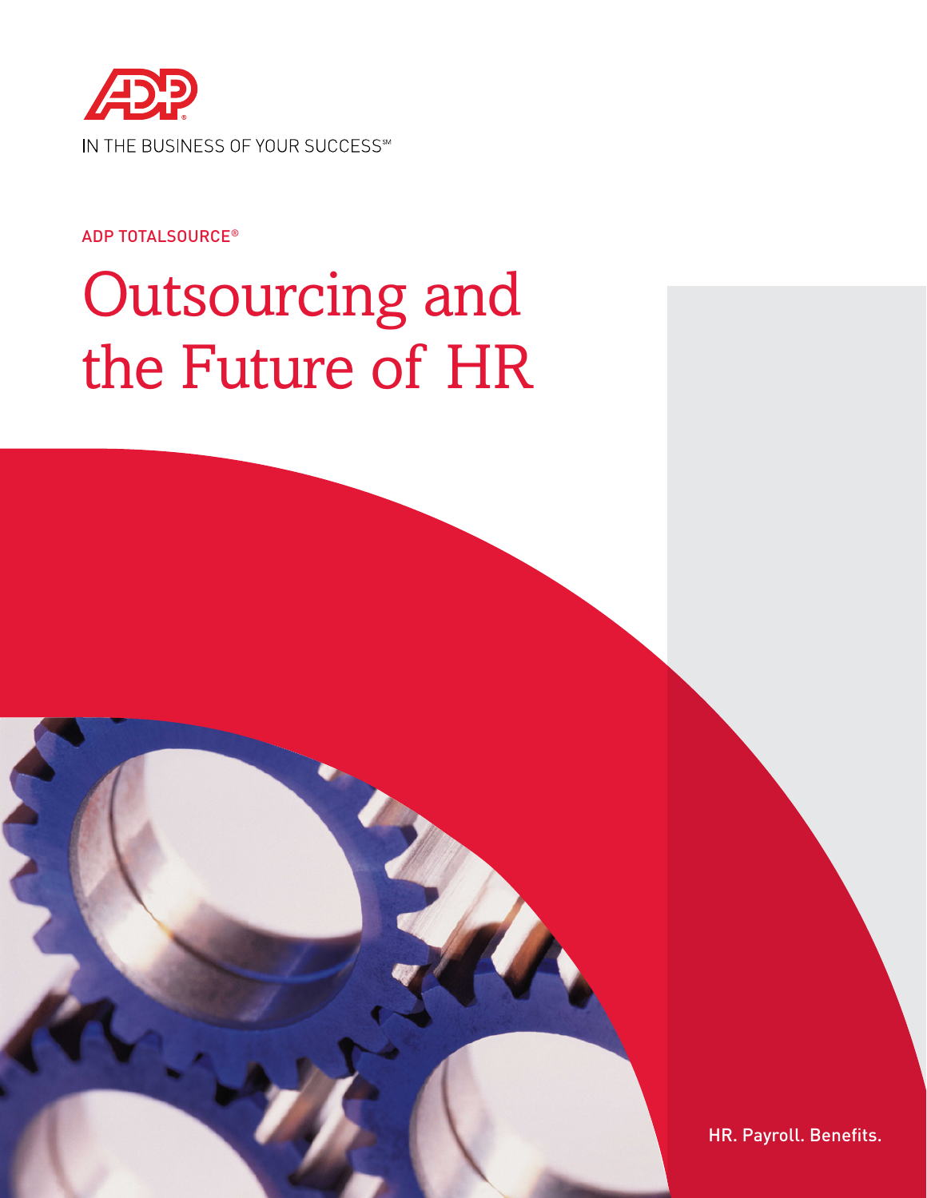ADP

IN THE BUSINESS OF YOUR SUCCESS℠

ADP TOTALSOURCE®

# Outsourcing and the Future of HR

HR. Payroll. Benefits.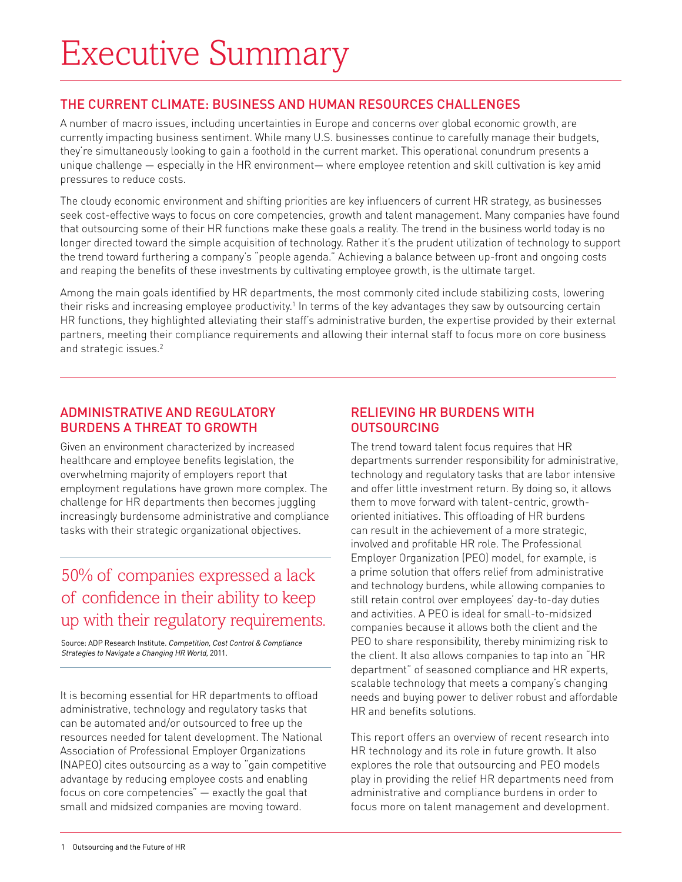# Executive Summary

## THE CURRENT CLIMATE: BUSINESS AND HUMAN RESOURCES CHALLENGES

A number of macro issues, including uncertainties in Europe and concerns over global economic growth, are currently impacting business sentiment. While many U.S. businesses continue to carefully manage their budgets, they're simultaneously looking to gain a foothold in the current market. This operational conundrum presents a unique challenge — especially in the HR environment— where employee retention and skill cultivation is key amid pressures to reduce costs.

The cloudy economic environment and shifting priorities are key influencers of current HR strategy, as businesses seek cost-effective ways to focus on core competencies, growth and talent management. Many companies have found that outsourcing some of their HR functions make these goals a reality. The trend in the business world today is no longer directed toward the simple acquisition of technology. Rather it's the prudent utilization of technology to support the trend toward furthering a company's "people agenda." Achieving a balance between up-front and ongoing costs and reaping the benefits of these investments by cultivating employee growth, is the ultimate target.

Among the main goals identified by HR departments, the most commonly cited include stabilizing costs, lowering their risks and increasing employee productivity.[1] In terms of the key advantages they saw by outsourcing certain HR functions, they highlighted alleviating their staff's administrative burden, the expertise provided by their external partners, meeting their compliance requirements and allowing their internal staff to focus more on core business and strategic issues.[2]

## ADMINISTRATIVE AND REGULATORY BURDENS A THREAT TO GROWTH

Given an environment characterized by increased healthcare and employee benefits legislation, the overwhelming majority of employers report that employment regulations have grown more complex. The challenge for HR departments then becomes juggling increasingly burdensome administrative and compliance tasks with their strategic organizational objectives.

> 50% of companies expressed a lack of confidence in their ability to keep up with their regulatory requirements.
>
> Source: ADP Research Institute. *Competition, Cost Control & Compliance Strategies to Navigate a Changing HR World,* 2011.

It is becoming essential for HR departments to offload administrative, technology and regulatory tasks that can be automated and/or outsourced to free up the resources needed for talent development. The National Association of Professional Employer Organizations (NAPEO) cites outsourcing as a way to "gain competitive advantage by reducing employee costs and enabling focus on core competencies" — exactly the goal that small and midsized companies are moving toward.

## RELIEVING HR BURDENS WITH OUTSOURCING

The trend toward talent focus requires that HR departments surrender responsibility for administrative, technology and regulatory tasks that are labor intensive and offer little investment return. By doing so, it allows them to move forward with talent-centric, growth-oriented initiatives. This offloading of HR burdens can result in the achievement of a more strategic, involved and profitable HR role. The Professional Employer Organization (PEO) model, for example, is a prime solution that offers relief from administrative and technology burdens, while allowing companies to still retain control over employees' day-to-day duties and activities. A PEO is ideal for small-to-midsized companies because it allows both the client and the PEO to share responsibility, thereby minimizing risk to the client. It also allows companies to tap into an "HR department" of seasoned compliance and HR experts, scalable technology that meets a company's changing needs and buying power to deliver robust and affordable HR and benefits solutions.

This report offers an overview of recent research into HR technology and its role in future growth. It also explores the role that outsourcing and PEO models play in providing the relief HR departments need from administrative and compliance burdens in order to focus more on talent management and development.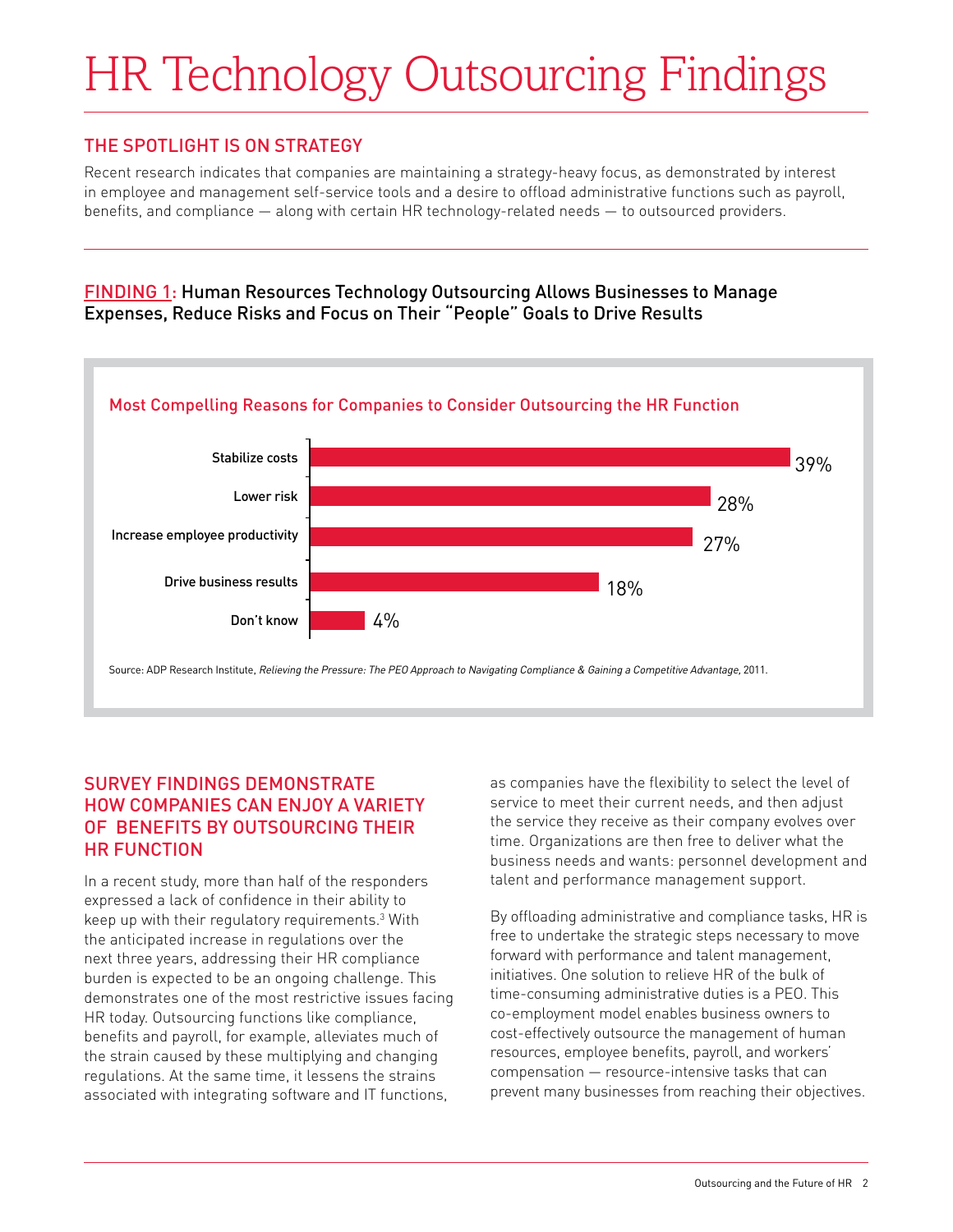# HR Technology Outsourcing Findings

## THE SPOTLIGHT IS ON STRATEGY

Recent research indicates that companies are maintaining a strategy-heavy focus, as demonstrated by interest in employee and management self-service tools and a desire to offload administrative functions such as payroll, benefits, and compliance — along with certain HR technology-related needs — to outsourced providers.

### FINDING 1: Human Resources Technology Outsourcing Allows Businesses to Manage Expenses, Reduce Risks and Focus on Their "People" Goals to Drive Results

**Most Compelling Reasons for Companies to Consider Outsourcing the HR Function**

| Reason | Percentage |
| --- | --- |
| Stabilize costs | 39% |
| Lower risk | 28% |
| Increase employee productivity | 27% |
| Drive business results | 18% |
| Don't know | 4% |

Source: ADP Research Institute, *Relieving the Pressure: The PEO Approach to Navigating Compliance & Gaining a Competitive Advantage,* 2011.

## SURVEY FINDINGS DEMONSTRATE HOW COMPANIES CAN ENJOY A VARIETY OF BENEFITS BY OUTSOURCING THEIR HR FUNCTION

In a recent study, more than half of the responders expressed a lack of confidence in their ability to keep up with their regulatory requirements.[3] With the anticipated increase in regulations over the next three years, addressing their HR compliance burden is expected to be an ongoing challenge. This demonstrates one of the most restrictive issues facing HR today. Outsourcing functions like compliance, benefits and payroll, for example, alleviates much of the strain caused by these multiplying and changing regulations. At the same time, it lessens the strains associated with integrating software and IT functions, as companies have the flexibility to select the level of service to meet their current needs, and then adjust the service they receive as their company evolves over time. Organizations are then free to deliver what the business needs and wants: personnel development and talent and performance management support.

By offloading administrative and compliance tasks, HR is free to undertake the strategic steps necessary to move forward with performance and talent management, initiatives. One solution to relieve HR of the bulk of time-consuming administrative duties is a PEO. This co-employment model enables business owners to cost-effectively outsource the management of human resources, employee benefits, payroll, and workers' compensation — resource-intensive tasks that can prevent many businesses from reaching their objectives.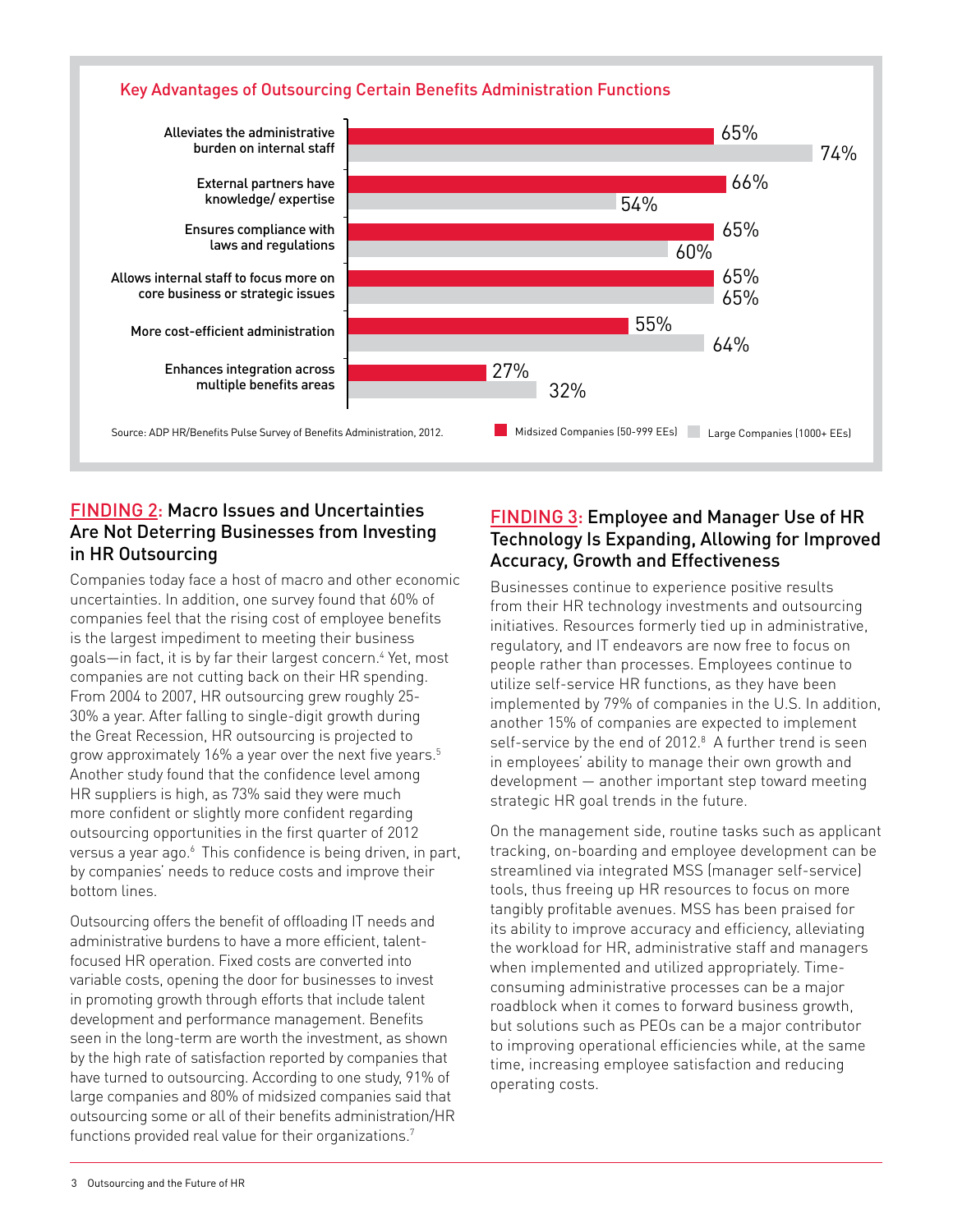### Key Advantages of Outsourcing Certain Benefits Administration Functions

| | Midsized Companies (50-999 EEs) | Large Companies (1000+ EEs) |
|---|---|---|
| Alleviates the administrative burden on internal staff | 65% | 74% |
| External partners have knowledge/ expertise | 66% | 54% |
| Ensures compliance with laws and regulations | 65% | 60% |
| Allows internal staff to focus more on core business or strategic issues | 65% | 65% |
| More cost-efficient administration | 55% | 64% |
| Enhances integration across multiple benefits areas | 27% | 32% |

Source: ADP HR/Benefits Pulse Survey of Benefits Administration, 2012.

## FINDING 2: Macro Issues and Uncertainties Are Not Deterring Businesses from Investing in HR Outsourcing

Companies today face a host of macro and other economic uncertainties. In addition, one survey found that 60% of companies feel that the rising cost of employee benefits is the largest impediment to meeting their business goals—in fact, it is by far their largest concern.[4] Yet, most companies are not cutting back on their HR spending. From 2004 to 2007, HR outsourcing grew roughly 25-30% a year. After falling to single-digit growth during the Great Recession, HR outsourcing is projected to grow approximately 16% a year over the next five years.[5] Another study found that the confidence level among HR suppliers is high, as 73% said they were much more confident or slightly more confident regarding outsourcing opportunities in the first quarter of 2012 versus a year ago.[6] This confidence is being driven, in part, by companies' needs to reduce costs and improve their bottom lines.

Outsourcing offers the benefit of offloading IT needs and administrative burdens to have a more efficient, talent-focused HR operation. Fixed costs are converted into variable costs, opening the door for businesses to invest in promoting growth through efforts that include talent development and performance management. Benefits seen in the long-term are worth the investment, as shown by the high rate of satisfaction reported by companies that have turned to outsourcing. According to one study, 91% of large companies and 80% of midsized companies said that outsourcing some or all of their benefits administration/HR functions provided real value for their organizations.[7]

## FINDING 3: Employee and Manager Use of HR Technology Is Expanding, Allowing for Improved Accuracy, Growth and Effectiveness

Businesses continue to experience positive results from their HR technology investments and outsourcing initiatives. Resources formerly tied up in administrative, regulatory, and IT endeavors are now free to focus on people rather than processes. Employees continue to utilize self-service HR functions, as they have been implemented by 79% of companies in the U.S. In addition, another 15% of companies are expected to implement self-service by the end of 2012.[8] A further trend is seen in employees' ability to manage their own growth and development — another important step toward meeting strategic HR goal trends in the future.

On the management side, routine tasks such as applicant tracking, on-boarding and employee development can be streamlined via integrated MSS (manager self-service) tools, thus freeing up HR resources to focus on more tangibly profitable avenues. MSS has been praised for its ability to improve accuracy and efficiency, alleviating the workload for HR, administrative staff and managers when implemented and utilized appropriately. Time-consuming administrative processes can be a major roadblock when it comes to forward business growth, but solutions such as PEOs can be a major contributor to improving operational efficiencies while, at the same time, increasing employee satisfaction and reducing operating costs.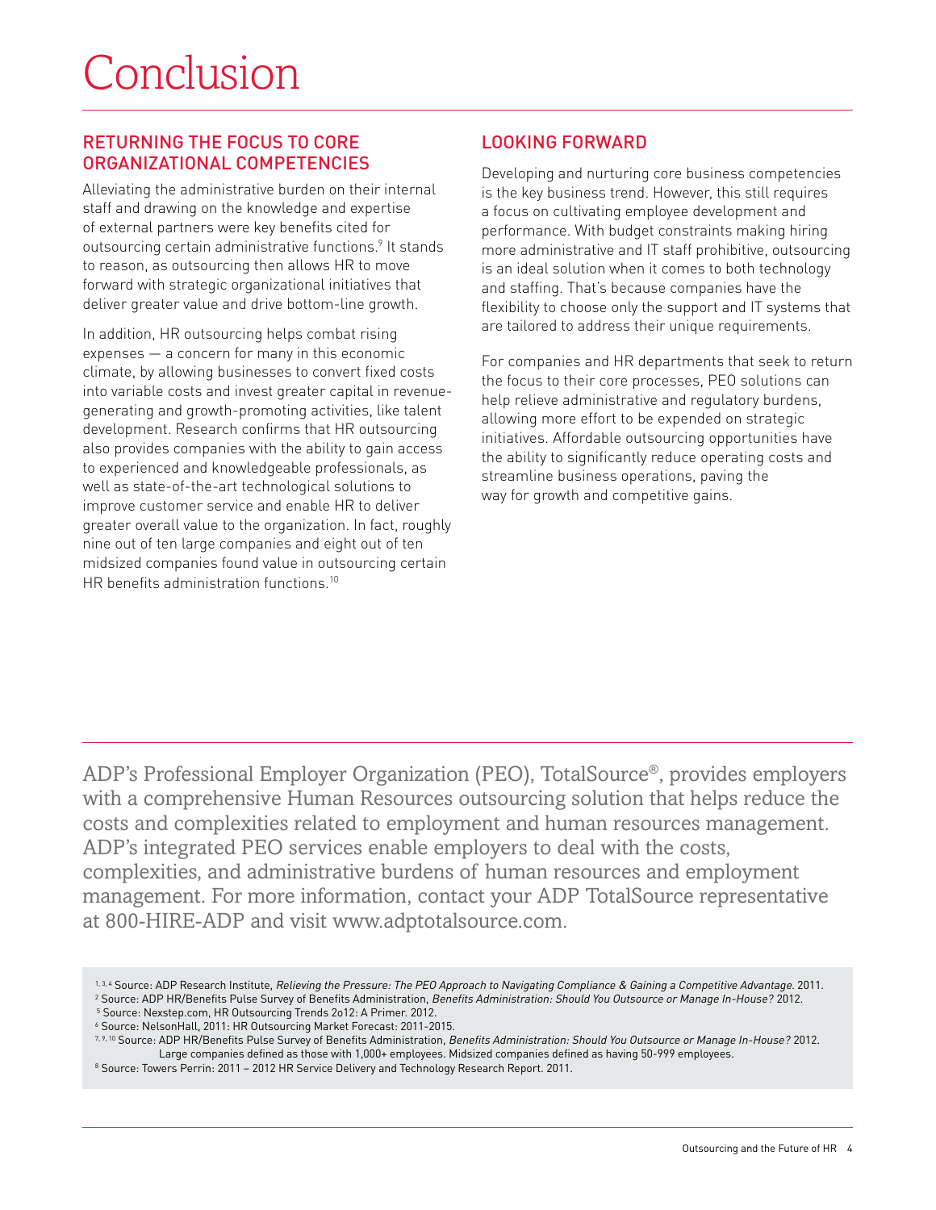# Conclusion

## RETURNING THE FOCUS TO CORE ORGANIZATIONAL COMPETENCIES

Alleviating the administrative burden on their internal staff and drawing on the knowledge and expertise of external partners were key benefits cited for outsourcing certain administrative functions.[9] It stands to reason, as outsourcing then allows HR to move forward with strategic organizational initiatives that deliver greater value and drive bottom-line growth.

In addition, HR outsourcing helps combat rising expenses — a concern for many in this economic climate, by allowing businesses to convert fixed costs into variable costs and invest greater capital in revenue-generating and growth-promoting activities, like talent development. Research confirms that HR outsourcing also provides companies with the ability to gain access to experienced and knowledgeable professionals, as well as state-of-the-art technological solutions to improve customer service and enable HR to deliver greater overall value to the organization. In fact, roughly nine out of ten large companies and eight out of ten midsized companies found value in outsourcing certain HR benefits administration functions.[10]

## LOOKING FORWARD

Developing and nurturing core business competencies is the key business trend. However, this still requires a focus on cultivating employee development and performance. With budget constraints making hiring more administrative and IT staff prohibitive, outsourcing is an ideal solution when it comes to both technology and staffing. That's because companies have the flexibility to choose only the support and IT systems that are tailored to address their unique requirements.

For companies and HR departments that seek to return the focus to their core processes, PEO solutions can help relieve administrative and regulatory burdens, allowing more effort to be expended on strategic initiatives. Affordable outsourcing opportunities have the ability to significantly reduce operating costs and streamline business operations, paving the way for growth and competitive gains.

ADP's Professional Employer Organization (PEO), TotalSource®, provides employers with a comprehensive Human Resources outsourcing solution that helps reduce the costs and complexities related to employment and human resources management. ADP's integrated PEO services enable employers to deal with the costs, complexities, and administrative burdens of human resources and employment management. For more information, contact your ADP TotalSource representative at 800-HIRE-ADP and visit www.adptotalsource.com.

[1, 3, 4] Source: ADP Research Institute, *Relieving the Pressure: The PEO Approach to Navigating Compliance & Gaining a Competitive Advantage.* 2011.
[2] Source: ADP HR/Benefits Pulse Survey of Benefits Administration, *Benefits Administration: Should You Outsource or Manage In-House?* 2012.
[5] Source: Nexstep.com, HR Outsourcing Trends 2o12: A Primer. 2012.
[6] Source: NelsonHall, 2011: HR Outsourcing Market Forecast: 2011-2015.
[7, 9, 10] Source: ADP HR/Benefits Pulse Survey of Benefits Administration, *Benefits Administration: Should You Outsource or Manage In-House?* 2012. Large companies defined as those with 1,000+ employees. Midsized companies defined as having 50-999 employees.
[8] Source: Towers Perrin: 2011 – 2012 HR Service Delivery and Technology Research Report. 2011.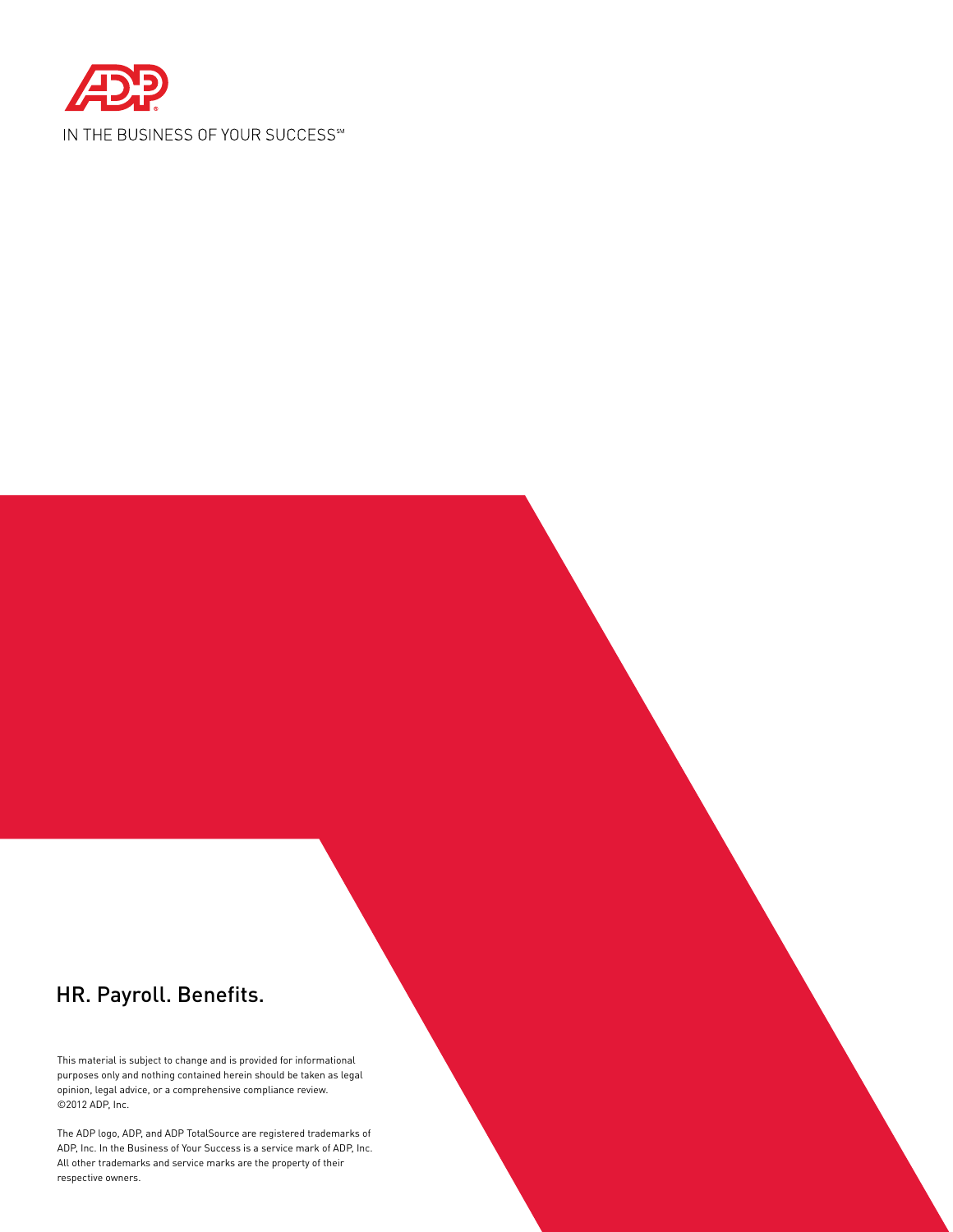IN THE BUSINESS OF YOUR SUCCESS℠

HR. Payroll. Benefits.

This material is subject to change and is provided for informational purposes only and nothing contained herein should be taken as legal opinion, legal advice, or a comprehensive compliance review. ©2012 ADP, Inc.

The ADP logo, ADP, and ADP TotalSource are registered trademarks of ADP, Inc. In the Business of Your Success is a service mark of ADP, Inc. All other trademarks and service marks are the property of their respective owners.